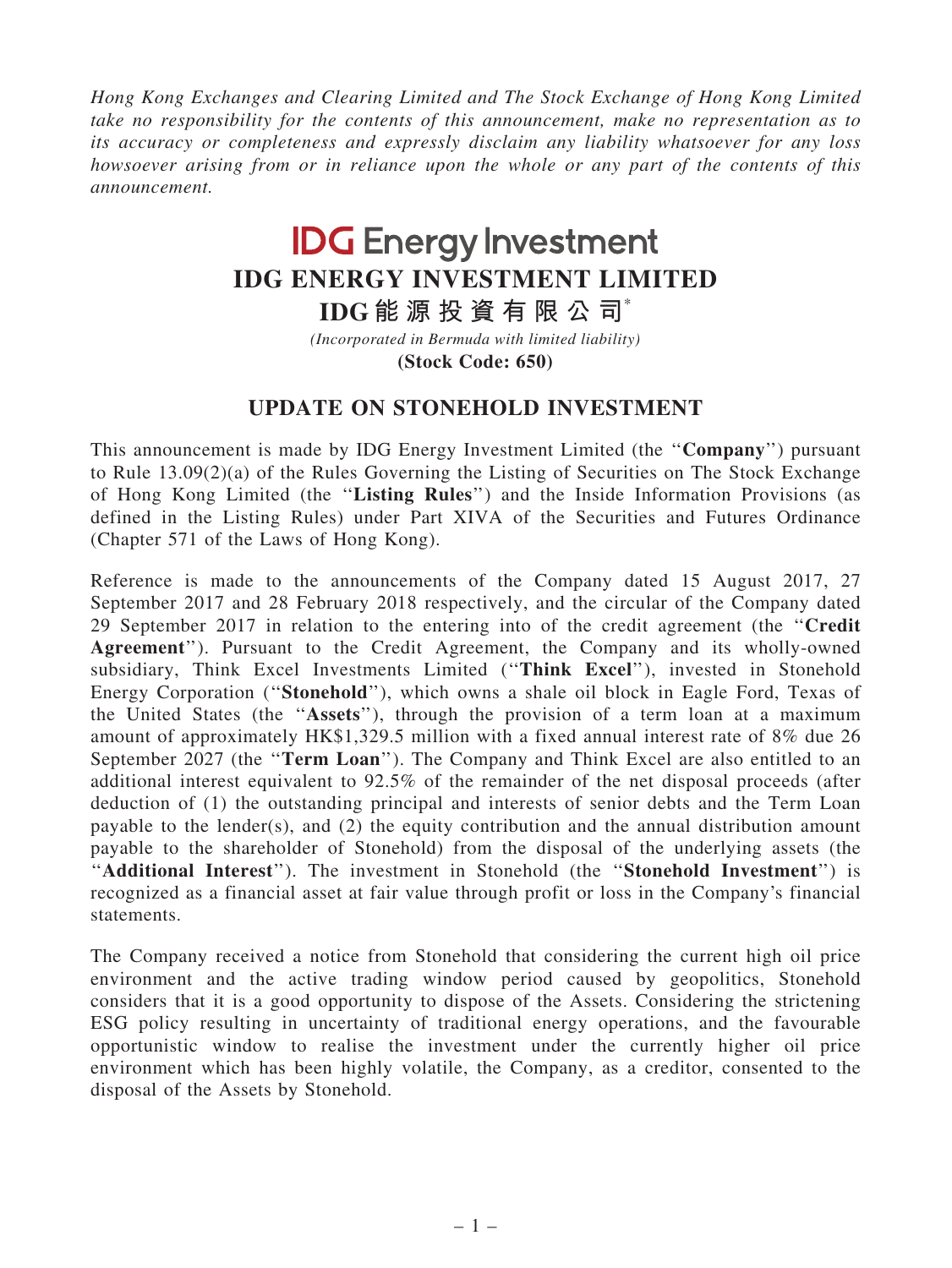*Hong Kong Exchanges and Clearing Limited and The Stock Exchange of Hong Kong Limited take no responsibility for the contents of this announcement, make no representation as to its accuracy or completeness and expressly disclaim any liability whatsoever for any loss howsoever arising from or in reliance upon the whole or any part of the contents of this announcement.*

# IDG Energy Investment

# IDG ENERGY INVESTMENT LIMITED

# IDG能源投資有限公司*

*(Incorporated in Bermuda with limited liability)*

**(Stock Code: 650)**

## UPDATE ON STONEHOLD INVESTMENT

This announcement is made by IDG Energy Investment Limited (the "**Company**") pursuant to Rule 13.09(2)(a) of the Rules Governing the Listing of Securities on The Stock Exchange of Hong Kong Limited (the "**Listing Rules**") and the Inside Information Provisions (as defined in the Listing Rules) under Part XIVA of the Securities and Futures Ordinance (Chapter 571 of the Laws of Hong Kong).

Reference is made to the announcements of the Company dated 15 August 2017, 27 September 2017 and 28 February 2018 respectively, and the circular of the Company dated 29 September 2017 in relation to the entering into of the credit agreement (the "**Credit Agreement**"). Pursuant to the Credit Agreement, the Company and its wholly-owned subsidiary, Think Excel Investments Limited ("**Think Excel**"), invested in Stonehold Energy Corporation ("**Stonehold**"), which owns a shale oil block in Eagle Ford, Texas of the United States (the "**Assets**"), through the provision of a term loan at a maximum amount of approximately HK$1,329.5 million with a fixed annual interest rate of 8% due 26 September 2027 (the "**Term Loan**"). The Company and Think Excel are also entitled to an additional interest equivalent to 92.5% of the remainder of the net disposal proceeds (after deduction of (1) the outstanding principal and interests of senior debts and the Term Loan payable to the lender(s), and (2) the equity contribution and the annual distribution amount payable to the shareholder of Stonehold) from the disposal of the underlying assets (the "**Additional Interest**"). The investment in Stonehold (the "**Stonehold Investment**") is recognized as a financial asset at fair value through profit or loss in the Company's financial statements.

The Company received a notice from Stonehold that considering the current high oil price environment and the active trading window period caused by geopolitics, Stonehold considers that it is a good opportunity to dispose of the Assets. Considering the strictening ESG policy resulting in uncertainty of traditional energy operations, and the favourable opportunistic window to realise the investment under the currently higher oil price environment which has been highly volatile, the Company, as a creditor, consented to the disposal of the Assets by Stonehold.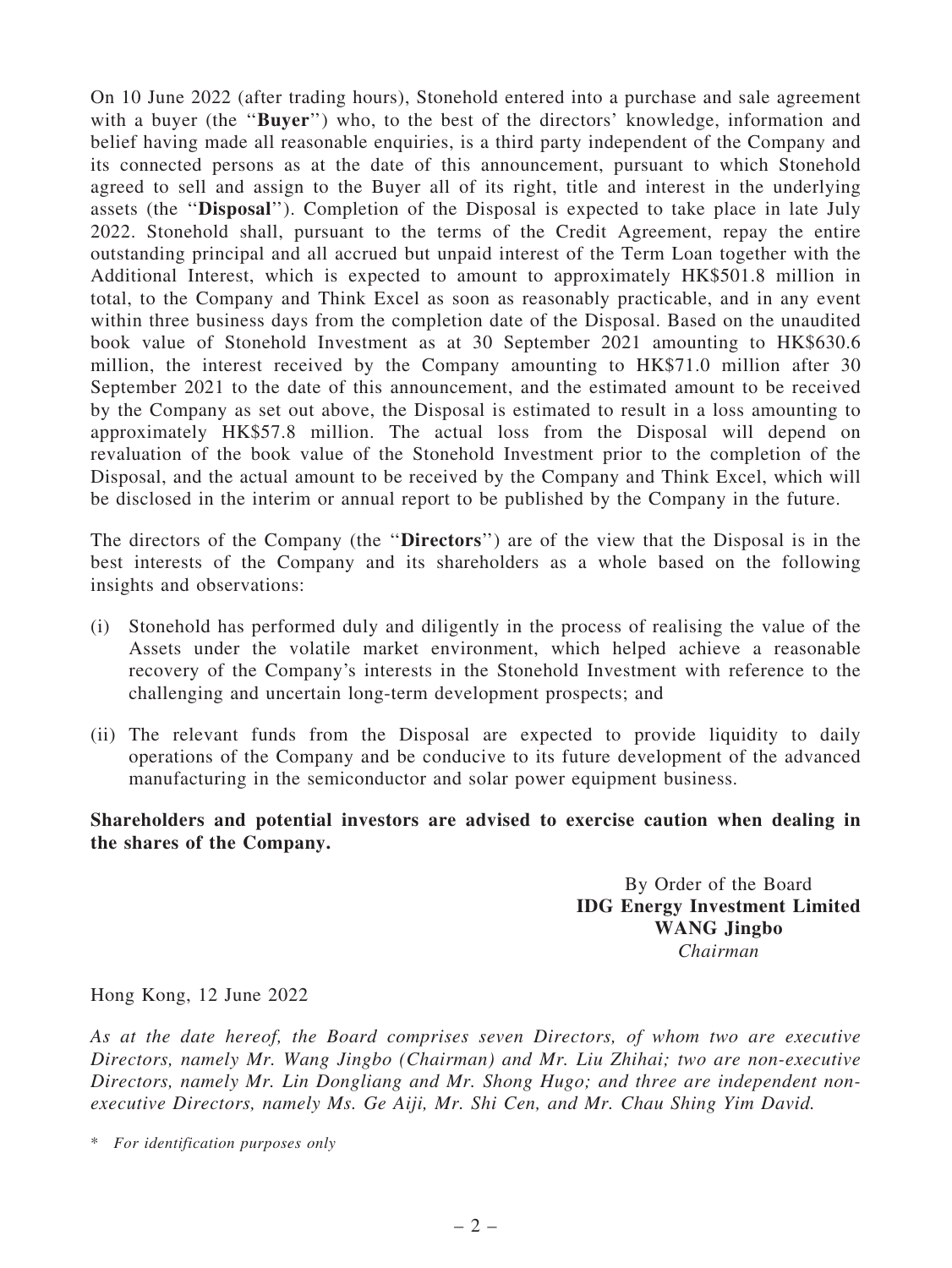On 10 June 2022 (after trading hours), Stonehold entered into a purchase and sale agreement with a buyer (the "**Buyer**") who, to the best of the directors' knowledge, information and belief having made all reasonable enquiries, is a third party independent of the Company and its connected persons as at the date of this announcement, pursuant to which Stonehold agreed to sell and assign to the Buyer all of its right, title and interest in the underlying assets (the "**Disposal**"). Completion of the Disposal is expected to take place in late July 2022. Stonehold shall, pursuant to the terms of the Credit Agreement, repay the entire outstanding principal and all accrued but unpaid interest of the Term Loan together with the Additional Interest, which is expected to amount to approximately HK$501.8 million in total, to the Company and Think Excel as soon as reasonably practicable, and in any event within three business days from the completion date of the Disposal. Based on the unaudited book value of Stonehold Investment as at 30 September 2021 amounting to HK$630.6 million, the interest received by the Company amounting to HK$71.0 million after 30 September 2021 to the date of this announcement, and the estimated amount to be received by the Company as set out above, the Disposal is estimated to result in a loss amounting to approximately HK$57.8 million. The actual loss from the Disposal will depend on revaluation of the book value of the Stonehold Investment prior to the completion of the Disposal, and the actual amount to be received by the Company and Think Excel, which will be disclosed in the interim or annual report to be published by the Company in the future.

The directors of the Company (the "**Directors**") are of the view that the Disposal is in the best interests of the Company and its shareholders as a whole based on the following insights and observations:

(i) Stonehold has performed duly and diligently in the process of realising the value of the Assets under the volatile market environment, which helped achieve a reasonable recovery of the Company's interests in the Stonehold Investment with reference to the challenging and uncertain long-term development prospects; and

(ii) The relevant funds from the Disposal are expected to provide liquidity to daily operations of the Company and be conducive to its future development of the advanced manufacturing in the semiconductor and solar power equipment business.

**Shareholders and potential investors are advised to exercise caution when dealing in the shares of the Company.**

By Order of the Board
**IDG Energy Investment Limited**
**WANG Jingbo**
*Chairman*

Hong Kong, 12 June 2022

*As at the date hereof, the Board comprises seven Directors, of whom two are executive Directors, namely Mr. Wang Jingbo (Chairman) and Mr. Liu Zhihai; two are non-executive Directors, namely Mr. Lin Dongliang and Mr. Shong Hugo; and three are independent non-executive Directors, namely Ms. Ge Aiji, Mr. Shi Cen, and Mr. Chau Shing Yim David.*

\* *For identification purposes only*